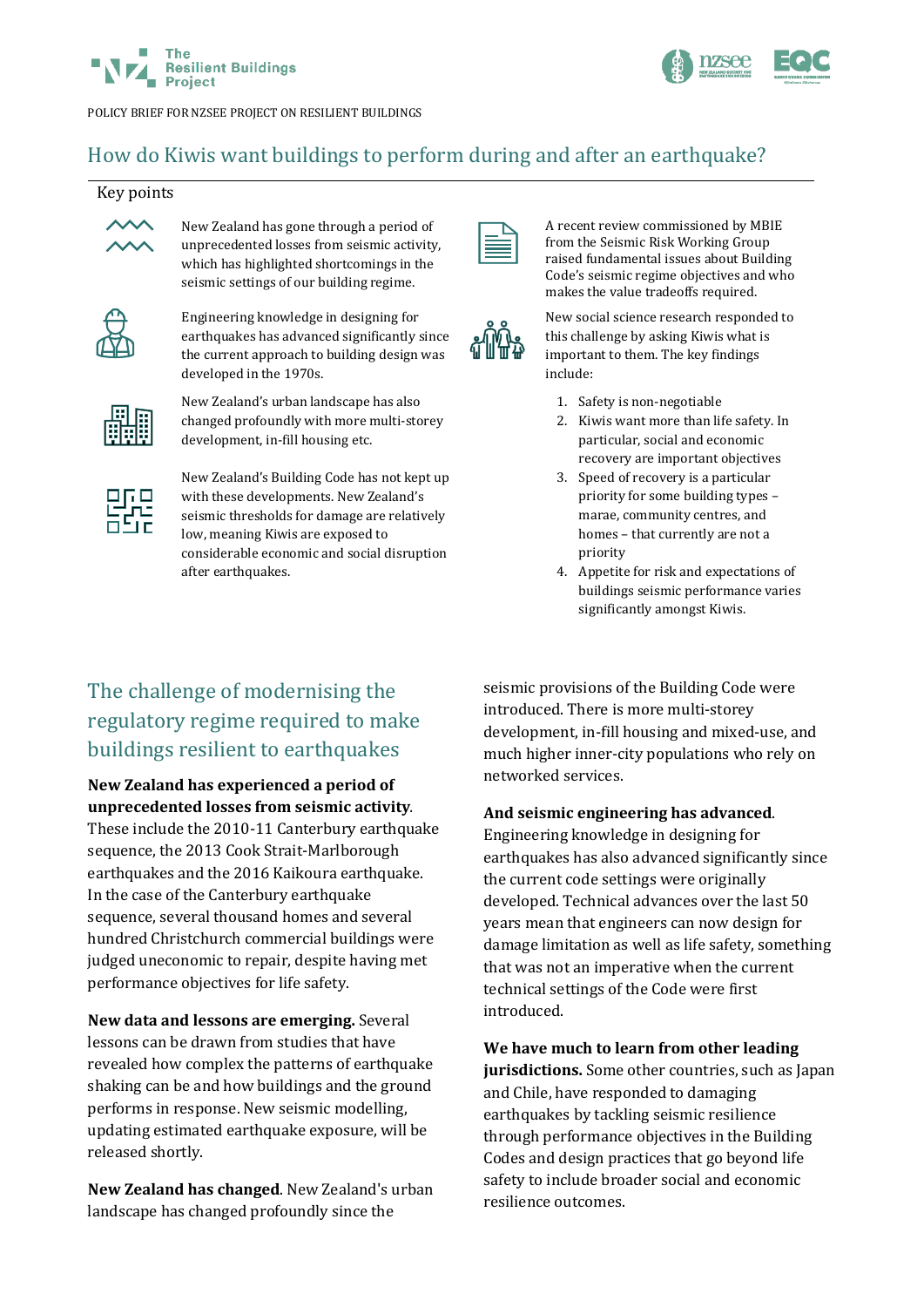POLICY BRIEF FOR NZSEE PROJECT ON RESILIENT BUILDINGS

# How do Kiwis want buildings to perform during and after an earthquake?

## Key points

New Zealand has gone through a period of unprecedented losses from seismic activity, which has highlighted shortcomings in the seismic settings of our building regime.

Engineering knowledge in designing for earthquakes has advanced significantly since the current approach to building design was developed in the 1970s.

New Zealand's urban landscape has also changed profoundly with more multi-storey development, in-fill housing etc.

New Zealand's Building Code has not kept up with these developments. New Zealand's seismic thresholds for damage are relatively low, meaning Kiwis are exposed to considerable economic and social disruption after earthquakes.

A recent review commissioned by MBIE from the Seismic Risk Working Group raised fundamental issues about Building Code's seismic regime objectives and who makes the value tradeoffs required.

New social science research responded to this challenge by asking Kiwis what is important to them. The key findings include:

1. Safety is non-negotiable
2. Kiwis want more than life safety. In particular, social and economic recovery are important objectives
3. Speed of recovery is a particular priority for some building types – marae, community centres, and homes – that currently are not a priority
4. Appetite for risk and expectations of buildings seismic performance varies significantly amongst Kiwis.

## The challenge of modernising the regulatory regime required to make buildings resilient to earthquakes

**New Zealand has experienced a period of unprecedented losses from seismic activity**. These include the 2010-11 Canterbury earthquake sequence, the 2013 Cook Strait-Marlborough earthquakes and the 2016 Kaikoura earthquake. In the case of the Canterbury earthquake sequence, several thousand homes and several hundred Christchurch commercial buildings were judged uneconomic to repair, despite having met performance objectives for life safety.

**New data and lessons are emerging.** Several lessons can be drawn from studies that have revealed how complex the patterns of earthquake shaking can be and how buildings and the ground performs in response. New seismic modelling, updating estimated earthquake exposure, will be released shortly.

**New Zealand has changed**. New Zealand's urban landscape has changed profoundly since the seismic provisions of the Building Code were introduced. There is more multi-storey development, in-fill housing and mixed-use, and much higher inner-city populations who rely on networked services.

**And seismic engineering has advanced**. Engineering knowledge in designing for earthquakes has also advanced significantly since the current code settings were originally developed. Technical advances over the last 50 years mean that engineers can now design for damage limitation as well as life safety, something that was not an imperative when the current technical settings of the Code were first introduced.

**We have much to learn from other leading jurisdictions.** Some other countries, such as Japan and Chile, have responded to damaging earthquakes by tackling seismic resilience through performance objectives in the Building Codes and design practices that go beyond life safety to include broader social and economic resilience outcomes.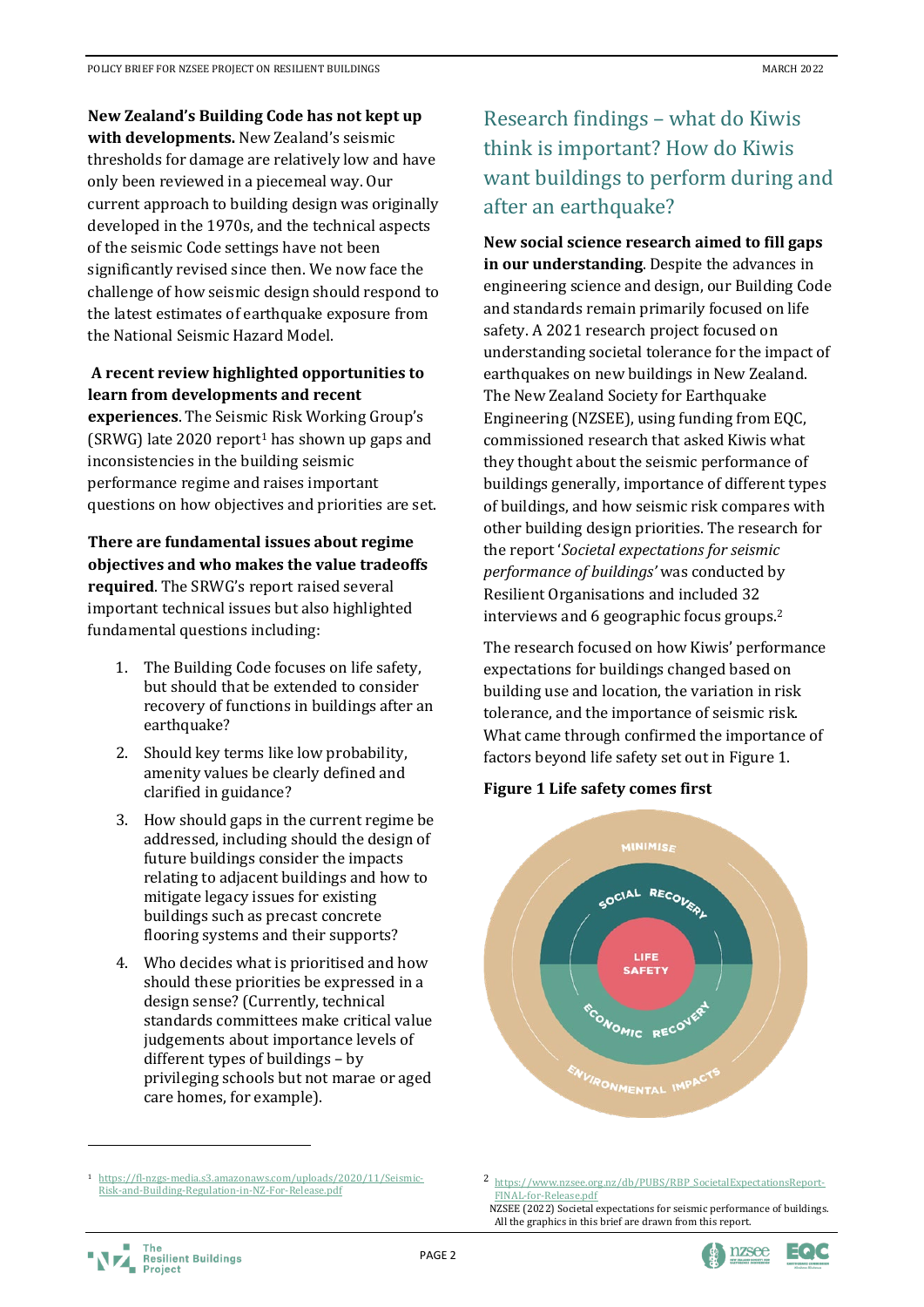**New Zealand's Building Code has not kept up with developments.** New Zealand's seismic thresholds for damage are relatively low and have only been reviewed in a piecemeal way. Our current approach to building design was originally developed in the 1970s, and the technical aspects of the seismic Code settings have not been significantly revised since then. We now face the challenge of how seismic design should respond to the latest estimates of earthquake exposure from the National Seismic Hazard Model.

**A recent review highlighted opportunities to learn from developments and recent experiences**. The Seismic Risk Working Group's (SRWG) late 2020 report[1] has shown up gaps and inconsistencies in the building seismic performance regime and raises important questions on how objectives and priorities are set.

**There are fundamental issues about regime objectives and who makes the value tradeoffs required**. The SRWG's report raised several important technical issues but also highlighted fundamental questions including:

1. The Building Code focuses on life safety, but should that be extended to consider recovery of functions in buildings after an earthquake?
2. Should key terms like low probability, amenity values be clearly defined and clarified in guidance?
3. How should gaps in the current regime be addressed, including should the design of future buildings consider the impacts relating to adjacent buildings and how to mitigate legacy issues for existing buildings such as precast concrete flooring systems and their supports?
4. Who decides what is prioritised and how should these priorities be expressed in a design sense? (Currently, technical standards committees make critical value judgements about importance levels of different types of buildings – by privileging schools but not marae or aged care homes, for example).

## Research findings – what do Kiwis think is important? How do Kiwis want buildings to perform during and after an earthquake?

**New social science research aimed to fill gaps in our understanding**. Despite the advances in engineering science and design, our Building Code and standards remain primarily focused on life safety. A 2021 research project focused on understanding societal tolerance for the impact of earthquakes on new buildings in New Zealand. The New Zealand Society for Earthquake Engineering (NZSEE), using funding from EQC, commissioned research that asked Kiwis what they thought about the seismic performance of buildings generally, importance of different types of buildings, and how seismic risk compares with other building design priorities. The research for the report '*Societal expectations for seismic performance of buildings'* was conducted by Resilient Organisations and included 32 interviews and 6 geographic focus groups.[2]

The research focused on how Kiwis' performance expectations for buildings changed based on building use and location, the variation in risk tolerance, and the importance of seismic risk. What came through confirmed the importance of factors beyond life safety set out in Figure 1.

**Figure 1 Life safety comes first**

MINIMISE

SOCIAL RECOVERY

LIFE SAFETY

ECONOMIC RECOVERY

ENVIRONMENTAL IMPACTS

---

[1] https://fl-nzgs-media.s3.amazonaws.com/uploads/2020/11/Seismic-Risk-and-Building-Regulation-in-NZ-For-Release.pdf

[2] https://www.nzsee.org.nz/db/PUBS/RBP_SocietalExpectationsReport-FINAL-for-Release.pdf
NZSEE (2022) Societal expectations for seismic performance of buildings. All the graphics in this brief are drawn from this report.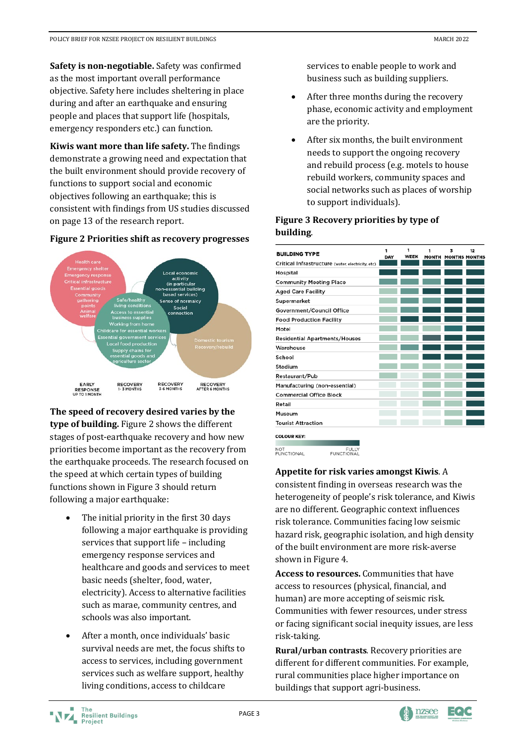**Safety is non-negotiable.** Safety was confirmed as the most important overall performance objective. Safety here includes sheltering in place during and after an earthquake and ensuring people and places that support life (hospitals, emergency responders etc.) can function.

**Kiwis want more than life safety.** The findings demonstrate a growing need and expectation that the built environment should provide recovery of functions to support social and economic objectives following an earthquake; this is consistent with findings from US studies discussed on page 13 of the research report.

**Figure 2 Priorities shift as recovery progresses**

Health care
Emergency shelter
Emergency response
Critical infrastructure
Essential goods
Community gathering points
Animal welfare

Safe/healthy living conditions
Access to essential business supplies
Working from home
Childcare for essential workers
Essential government services
Local food production
Supply chains for essential goods and agriculture sector

Local economic activity (in particular non-essential building based services)
Sense of normalcy
Social connection

Domestic tourism
Recovery/rebuild

EARLY RESPONSE UP TO 1 MONTH — RECOVERY 1-3 MONTHS — RECOVERY 3-6 MONTHS — RECOVERY AFTER 6 MONTHS

**The speed of recovery desired varies by the type of building.** Figure 2 shows the different stages of post-earthquake recovery and how new priorities become important as the recovery from the earthquake proceeds. The research focused on the speed at which certain types of building functions shown in Figure 3 should return following a major earthquake:

- The initial priority in the first 30 days following a major earthquake is providing services that support life – including emergency response services and healthcare and goods and services to meet basic needs (shelter, food, water, electricity). Access to alternative facilities such as marae, community centres, and schools was also important.
- After a month, once individuals' basic survival needs are met, the focus shifts to access to services, including government services such as welfare support, healthy living conditions, access to childcare services to enable people to work and business such as building suppliers.
- After three months during the recovery phase, economic activity and employment are the priority.
- After six months, the built environment needs to support the ongoing recovery and rebuild process (e.g. motels to house rebuild workers, community spaces and social networks such as places of worship to support individuals).

**Figure 3 Recovery priorities by type of building.**

| BUILDING TYPE | 1 DAY | 1 WEEK | 1 MONTH | 3 MONTHS | 12 MONTHS |
|---|---|---|---|---|---|
| Critical Infrastructure (water, electricity, etc) | | | | | |
| Hospital | | | | | |
| Community Meeting Place | | | | | |
| Aged Care Facility | | | | | |
| Supermarket | | | | | |
| Government/Council Office | | | | | |
| Food Production Facility | | | | | |
| Motel | | | | | |
| Residential Apartments/Houses | | | | | |
| Warehouse | | | | | |
| School | | | | | |
| Stadium | | | | | |
| Restaurant/Pub | | | | | |
| Manufacturing (non-essential) | | | | | |
| Commercial Office Block | | | | | |
| Retail | | | | | |
| Museum | | | | | |
| Tourist Attraction | | | | | |

COLOUR KEY: NOT FUNCTIONAL — FULLY FUNCTIONAL

**Appetite for risk varies amongst Kiwis.** A consistent finding in overseas research was the heterogeneity of people's risk tolerance, and Kiwis are no different. Geographic context influences risk tolerance. Communities facing low seismic hazard risk, geographic isolation, and high density of the built environment are more risk-averse shown in Figure 4.

**Access to resources.** Communities that have access to resources (physical, financial, and human) are more accepting of seismic risk. Communities with fewer resources, under stress or facing significant social inequity issues, are less risk-taking.

**Rural/urban contrasts**. Recovery priorities are different for different communities. For example, rural communities place higher importance on buildings that support agri-business.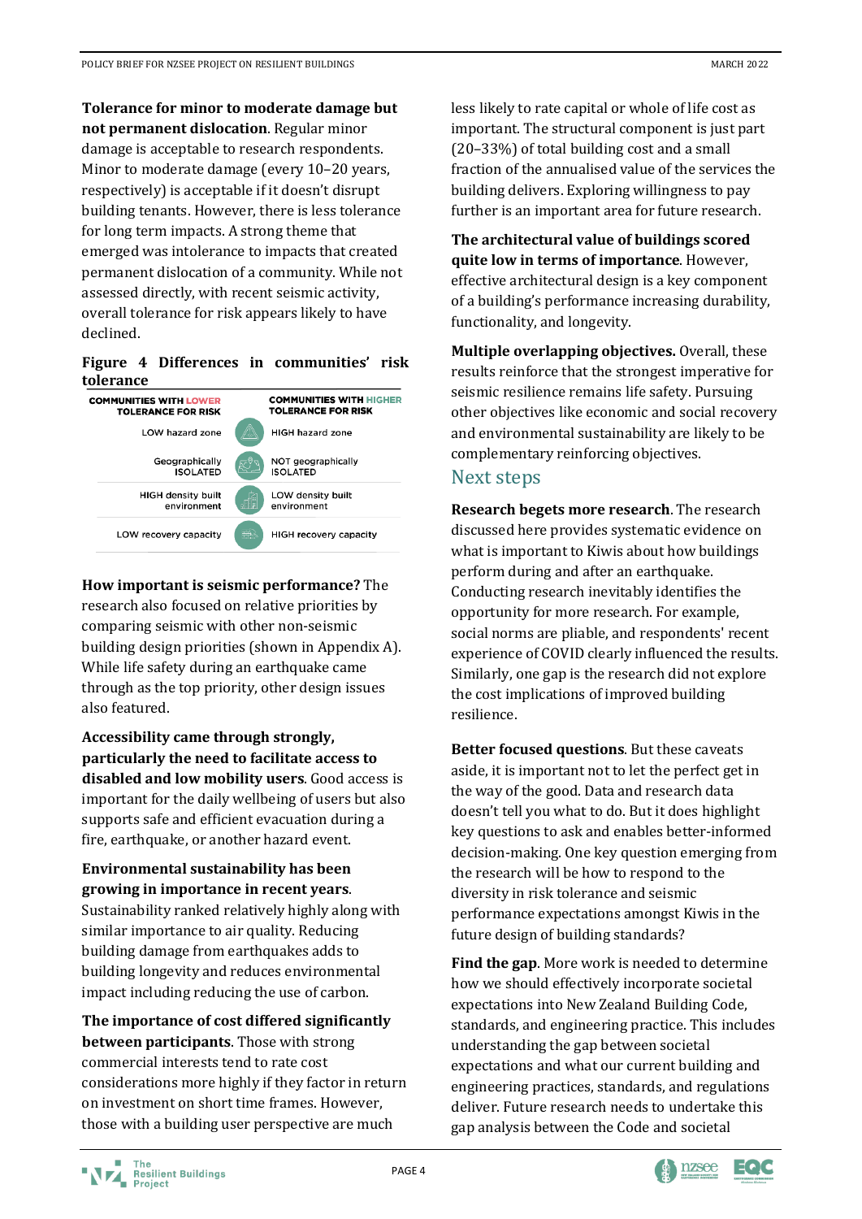**Tolerance for minor to moderate damage but not permanent dislocation**. Regular minor damage is acceptable to research respondents. Minor to moderate damage (every 10–20 years, respectively) is acceptable if it doesn't disrupt building tenants. However, there is less tolerance for long term impacts. A strong theme that emerged was intolerance to impacts that created permanent dislocation of a community. While not assessed directly, with recent seismic activity, overall tolerance for risk appears likely to have declined.

**Figure 4 Differences in communities' risk tolerance**

| COMMUNITIES WITH LOWER TOLERANCE FOR RISK | COMMUNITIES WITH HIGHER TOLERANCE FOR RISK |
|---|---|
| LOW hazard zone | HIGH hazard zone |
| Geographically ISOLATED | NOT geographically ISOLATED |
| HIGH density built environment | LOW density built environment |
| LOW recovery capacity | HIGH recovery capacity |

**How important is seismic performance?** The research also focused on relative priorities by comparing seismic with other non-seismic building design priorities (shown in Appendix A). While life safety during an earthquake came through as the top priority, other design issues also featured.

**Accessibility came through strongly, particularly the need to facilitate access to disabled and low mobility users**. Good access is important for the daily wellbeing of users but also supports safe and efficient evacuation during a fire, earthquake, or another hazard event.

**Environmental sustainability has been growing in importance in recent years**. Sustainability ranked relatively highly along with similar importance to air quality. Reducing building damage from earthquakes adds to building longevity and reduces environmental impact including reducing the use of carbon.

**The importance of cost differed significantly between participants**. Those with strong commercial interests tend to rate cost considerations more highly if they factor in return on investment on short time frames. However, those with a building user perspective are much less likely to rate capital or whole of life cost as important. The structural component is just part (20–33%) of total building cost and a small fraction of the annualised value of the services the building delivers. Exploring willingness to pay further is an important area for future research.

**The architectural value of buildings scored quite low in terms of importance**. However, effective architectural design is a key component of a building's performance increasing durability, functionality, and longevity.

**Multiple overlapping objectives.** Overall, these results reinforce that the strongest imperative for seismic resilience remains life safety. Pursuing other objectives like economic and social recovery and environmental sustainability are likely to be complementary reinforcing objectives.

## Next steps

**Research begets more research**. The research discussed here provides systematic evidence on what is important to Kiwis about how buildings perform during and after an earthquake. Conducting research inevitably identifies the opportunity for more research. For example, social norms are pliable, and respondents' recent experience of COVID clearly influenced the results. Similarly, one gap is the research did not explore the cost implications of improved building resilience.

**Better focused questions**. But these caveats aside, it is important not to let the perfect get in the way of the good. Data and research data doesn't tell you what to do. But it does highlight key questions to ask and enables better-informed decision-making. One key question emerging from the research will be how to respond to the diversity in risk tolerance and seismic performance expectations amongst Kiwis in the future design of building standards?

**Find the gap**. More work is needed to determine how we should effectively incorporate societal expectations into New Zealand Building Code, standards, and engineering practice. This includes understanding the gap between societal expectations and what our current building and engineering practices, standards, and regulations deliver. Future research needs to undertake this gap analysis between the Code and societal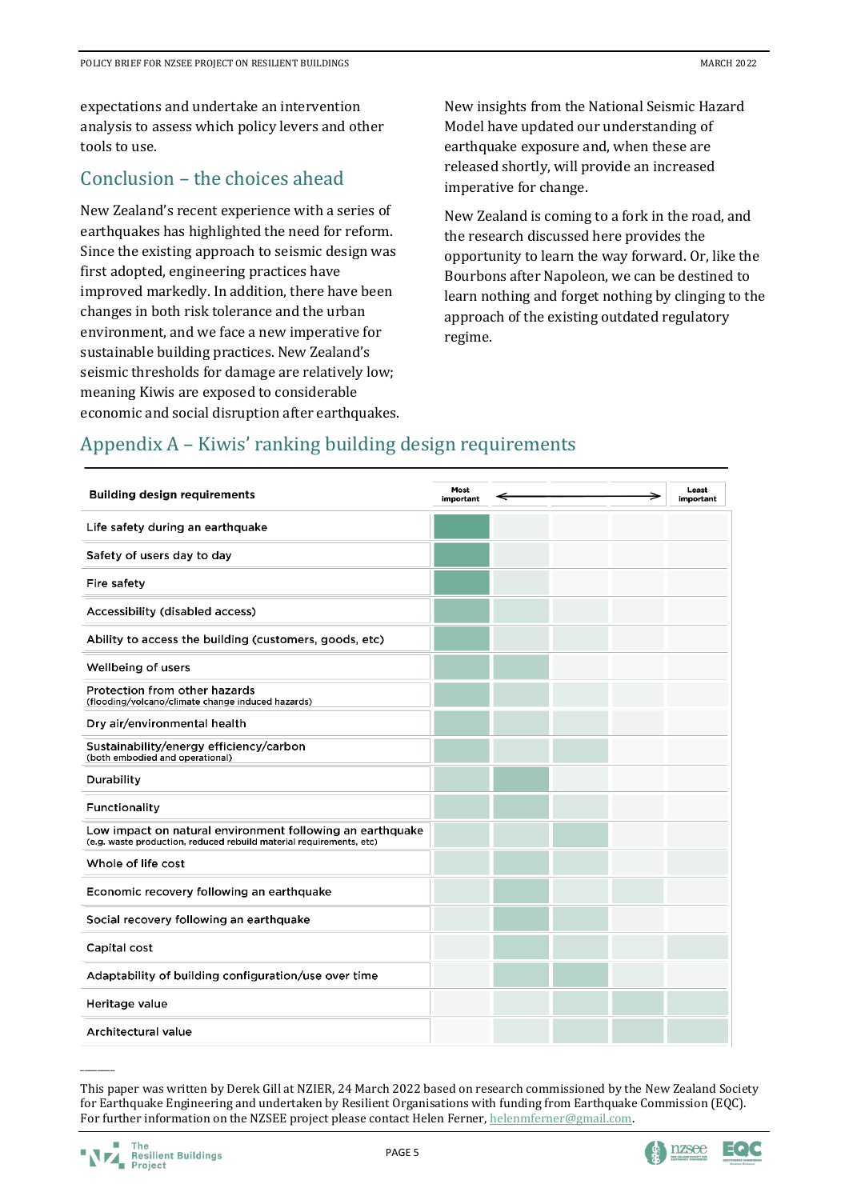expectations and undertake an intervention analysis to assess which policy levers and other tools to use.

## Conclusion – the choices ahead

New Zealand's recent experience with a series of earthquakes has highlighted the need for reform. Since the existing approach to seismic design was first adopted, engineering practices have improved markedly. In addition, there have been changes in both risk tolerance and the urban environment, and we face a new imperative for sustainable building practices. New Zealand's seismic thresholds for damage are relatively low; meaning Kiwis are exposed to considerable economic and social disruption after earthquakes.

New insights from the National Seismic Hazard Model have updated our understanding of earthquake exposure and, when these are released shortly, will provide an increased imperative for change.

New Zealand is coming to a fork in the road, and the research discussed here provides the opportunity to learn the way forward. Or, like the Bourbons after Napoleon, we can be destined to learn nothing and forget nothing by clinging to the approach of the existing outdated regulatory regime.

## Appendix A – Kiwis' ranking building design requirements

**Building design requirements**

Most important ⟷ Least important

Life safety during an earthquake

Safety of users day to day

Fire safety

Accessibility (disabled access)

Ability to access the building (customers, goods, etc)

Wellbeing of users

Protection from other hazards (flooding/volcano/climate change induced hazards)

Dry air/environmental health

Sustainability/energy efficiency/carbon (both embodied and operational)

Durability

Functionality

Low impact on natural environment following an earthquake (e.g. waste production, reduced rebuild material requirements, etc)

Whole of life cost

Economic recovery following an earthquake

Social recovery following an earthquake

Capital cost

Adaptability of building configuration/use over time

Heritage value

Architectural value

---

This paper was written by Derek Gill at NZIER, 24 March 2022 based on research commissioned by the New Zealand Society for Earthquake Engineering and undertaken by Resilient Organisations with funding from Earthquake Commission (EQC). For further information on the NZSEE project please contact Helen Ferner, helenmferner@gmail.com.